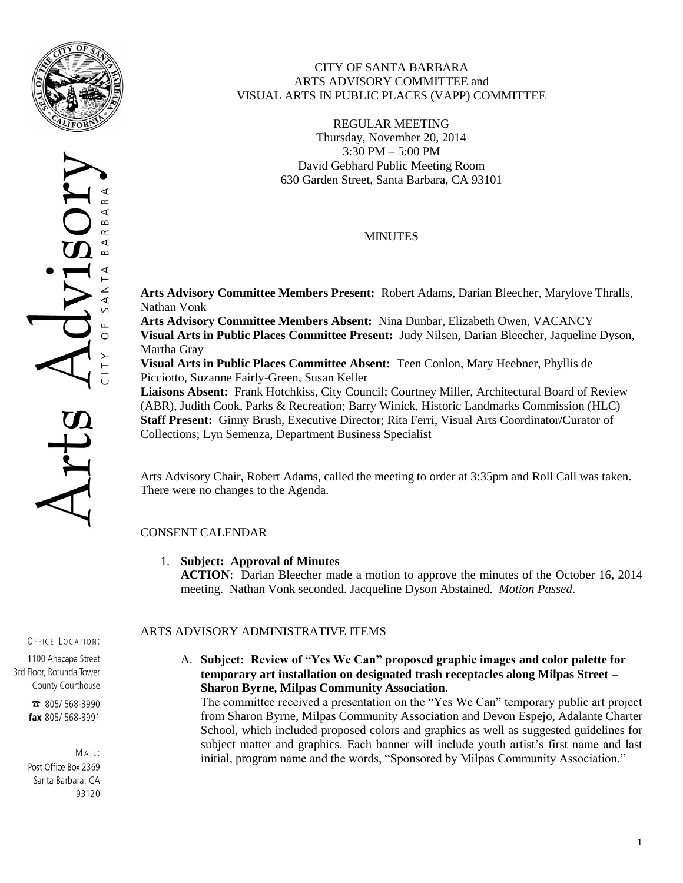CITY OF SANTA BARBARA
ARTS ADVISORY COMMITTEE and
VISUAL ARTS IN PUBLIC PLACES (VAPP) COMMITTEE

REGULAR MEETING
Thursday, November 20, 2014
3:30 PM – 5:00 PM
David Gebhard Public Meeting Room
630 Garden Street, Santa Barbara, CA 93101

# MINUTES

**Arts Advisory Committee Members Present:** Robert Adams, Darian Bleecher, Marylove Thralls, Nathan Vonk
**Arts Advisory Committee Members Absent:** Nina Dunbar, Elizabeth Owen, VACANCY
**Visual Arts in Public Places Committee Present:** Judy Nilsen, Darian Bleecher, Jaqueline Dyson, Martha Gray
**Visual Arts in Public Places Committee Absent:** Teen Conlon, Mary Heebner, Phyllis de Picciotto, Suzanne Fairly-Green, Susan Keller
**Liaisons Absent:** Frank Hotchkiss, City Council; Courtney Miller, Architectural Board of Review (ABR), Judith Cook, Parks & Recreation; Barry Winick, Historic Landmarks Commission (HLC)
**Staff Present:** Ginny Brush, Executive Director; Rita Ferri, Visual Arts Coordinator/Curator of Collections; Lyn Semenza, Department Business Specialist

Arts Advisory Chair, Robert Adams, called the meeting to order at 3:35pm and Roll Call was taken. There were no changes to the Agenda.

## CONSENT CALENDAR

1. **Subject: Approval of Minutes**
   **ACTION**: Darian Bleecher made a motion to approve the minutes of the October 16, 2014 meeting. Nathan Vonk seconded. Jacqueline Dyson Abstained. *Motion Passed*.

## ARTS ADVISORY ADMINISTRATIVE ITEMS

A. **Subject: Review of "Yes We Can" proposed graphic images and color palette for temporary art installation on designated trash receptacles along Milpas Street – Sharon Byrne, Milpas Community Association.**
   The committee received a presentation on the "Yes We Can" temporary public art project from Sharon Byrne, Milpas Community Association and Devon Espejo, Adalante Charter School, which included proposed colors and graphics as well as suggested guidelines for subject matter and graphics. Each banner will include youth artist's first name and last initial, program name and the words, "Sponsored by Milpas Community Association."

OFFICE LOCATION:
1100 Anacapa Street
3rd Floor, Rotunda Tower
County Courthouse
☎ 805/568-3990
fax 805/568-3991

MAIL:
Post Office Box 2369
Santa Barbara, CA
93120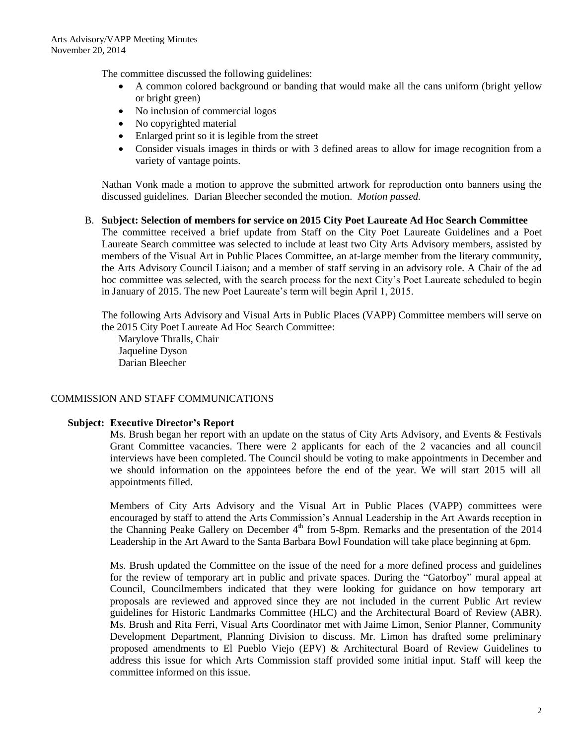The committee discussed the following guidelines:

- A common colored background or banding that would make all the cans uniform (bright yellow or bright green)
- No inclusion of commercial logos
- No copyrighted material
- Enlarged print so it is legible from the street
- Consider visuals images in thirds or with 3 defined areas to allow for image recognition from a variety of vantage points.

Nathan Vonk made a motion to approve the submitted artwork for reproduction onto banners using the discussed guidelines. Darian Bleecher seconded the motion. *Motion passed.*

B. **Subject: Selection of members for service on 2015 City Poet Laureate Ad Hoc Search Committee**

The committee received a brief update from Staff on the City Poet Laureate Guidelines and a Poet Laureate Search committee was selected to include at least two City Arts Advisory members, assisted by members of the Visual Art in Public Places Committee, an at-large member from the literary community, the Arts Advisory Council Liaison; and a member of staff serving in an advisory role. A Chair of the ad hoc committee was selected, with the search process for the next City's Poet Laureate scheduled to begin in January of 2015. The new Poet Laureate's term will begin April 1, 2015.

The following Arts Advisory and Visual Arts in Public Places (VAPP) Committee members will serve on the 2015 City Poet Laureate Ad Hoc Search Committee:

Marylove Thralls, Chair
Jaqueline Dyson
Darian Bleecher

## COMMISSION AND STAFF COMMUNICATIONS

**Subject: Executive Director's Report**

Ms. Brush began her report with an update on the status of City Arts Advisory, and Events & Festivals Grant Committee vacancies. There were 2 applicants for each of the 2 vacancies and all council interviews have been completed. The Council should be voting to make appointments in December and we should information on the appointees before the end of the year. We will start 2015 will all appointments filled.

Members of City Arts Advisory and the Visual Art in Public Places (VAPP) committees were encouraged by staff to attend the Arts Commission's Annual Leadership in the Art Awards reception in the Channing Peake Gallery on December 4th from 5-8pm. Remarks and the presentation of the 2014 Leadership in the Art Award to the Santa Barbara Bowl Foundation will take place beginning at 6pm.

Ms. Brush updated the Committee on the issue of the need for a more defined process and guidelines for the review of temporary art in public and private spaces. During the "Gatorboy" mural appeal at Council, Councilmembers indicated that they were looking for guidance on how temporary art proposals are reviewed and approved since they are not included in the current Public Art review guidelines for Historic Landmarks Committee (HLC) and the Architectural Board of Review (ABR). Ms. Brush and Rita Ferri, Visual Arts Coordinator met with Jaime Limon, Senior Planner, Community Development Department, Planning Division to discuss. Mr. Limon has drafted some preliminary proposed amendments to El Pueblo Viejo (EPV) & Architectural Board of Review Guidelines to address this issue for which Arts Commission staff provided some initial input. Staff will keep the committee informed on this issue.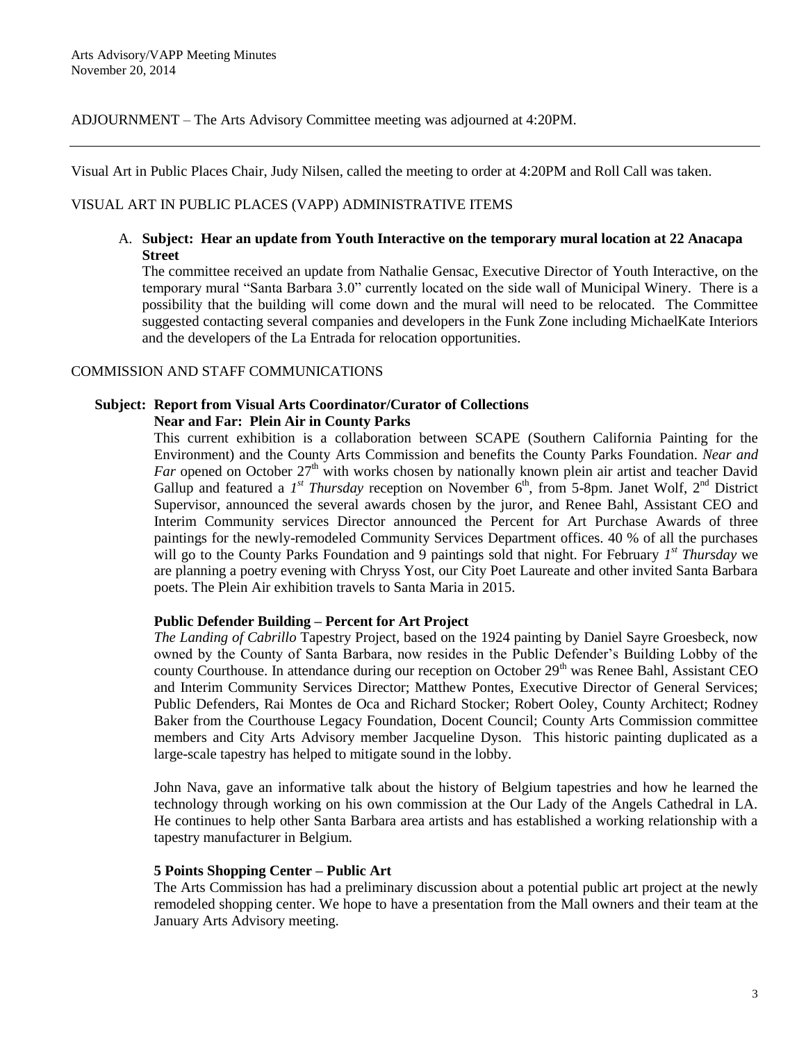ADJOURNMENT – The Arts Advisory Committee meeting was adjourned at 4:20PM.

---

Visual Art in Public Places Chair, Judy Nilsen, called the meeting to order at 4:20PM and Roll Call was taken.

VISUAL ART IN PUBLIC PLACES (VAPP) ADMINISTRATIVE ITEMS

A. **Subject: Hear an update from Youth Interactive on the temporary mural location at 22 Anacapa Street**

The committee received an update from Nathalie Gensac, Executive Director of Youth Interactive, on the temporary mural "Santa Barbara 3.0" currently located on the side wall of Municipal Winery. There is a possibility that the building will come down and the mural will need to be relocated. The Committee suggested contacting several companies and developers in the Funk Zone including MichaelKate Interiors and the developers of the La Entrada for relocation opportunities.

COMMISSION AND STAFF COMMUNICATIONS

**Subject: Report from Visual Arts Coordinator/Curator of Collections**

**Near and Far: Plein Air in County Parks**

This current exhibition is a collaboration between SCAPE (Southern California Painting for the Environment) and the County Arts Commission and benefits the County Parks Foundation. *Near and Far* opened on October 27th with works chosen by nationally known plein air artist and teacher David Gallup and featured a *1st Thursday* reception on November 6th, from 5-8pm. Janet Wolf, 2nd District Supervisor, announced the several awards chosen by the juror, and Renee Bahl, Assistant CEO and Interim Community services Director announced the Percent for Art Purchase Awards of three paintings for the newly-remodeled Community Services Department offices. 40 % of all the purchases will go to the County Parks Foundation and 9 paintings sold that night. For February *1st Thursday* we are planning a poetry evening with Chryss Yost, our City Poet Laureate and other invited Santa Barbara poets. The Plein Air exhibition travels to Santa Maria in 2015.

**Public Defender Building – Percent for Art Project**

*The Landing of Cabrillo* Tapestry Project, based on the 1924 painting by Daniel Sayre Groesbeck, now owned by the County of Santa Barbara, now resides in the Public Defender's Building Lobby of the county Courthouse. In attendance during our reception on October 29th was Renee Bahl, Assistant CEO and Interim Community Services Director; Matthew Pontes, Executive Director of General Services; Public Defenders, Rai Montes de Oca and Richard Stocker; Robert Ooley, County Architect; Rodney Baker from the Courthouse Legacy Foundation, Docent Council; County Arts Commission committee members and City Arts Advisory member Jacqueline Dyson. This historic painting duplicated as a large-scale tapestry has helped to mitigate sound in the lobby.

John Nava, gave an informative talk about the history of Belgium tapestries and how he learned the technology through working on his own commission at the Our Lady of the Angels Cathedral in LA. He continues to help other Santa Barbara area artists and has established a working relationship with a tapestry manufacturer in Belgium.

**5 Points Shopping Center – Public Art**

The Arts Commission has had a preliminary discussion about a potential public art project at the newly remodeled shopping center. We hope to have a presentation from the Mall owners and their team at the January Arts Advisory meeting.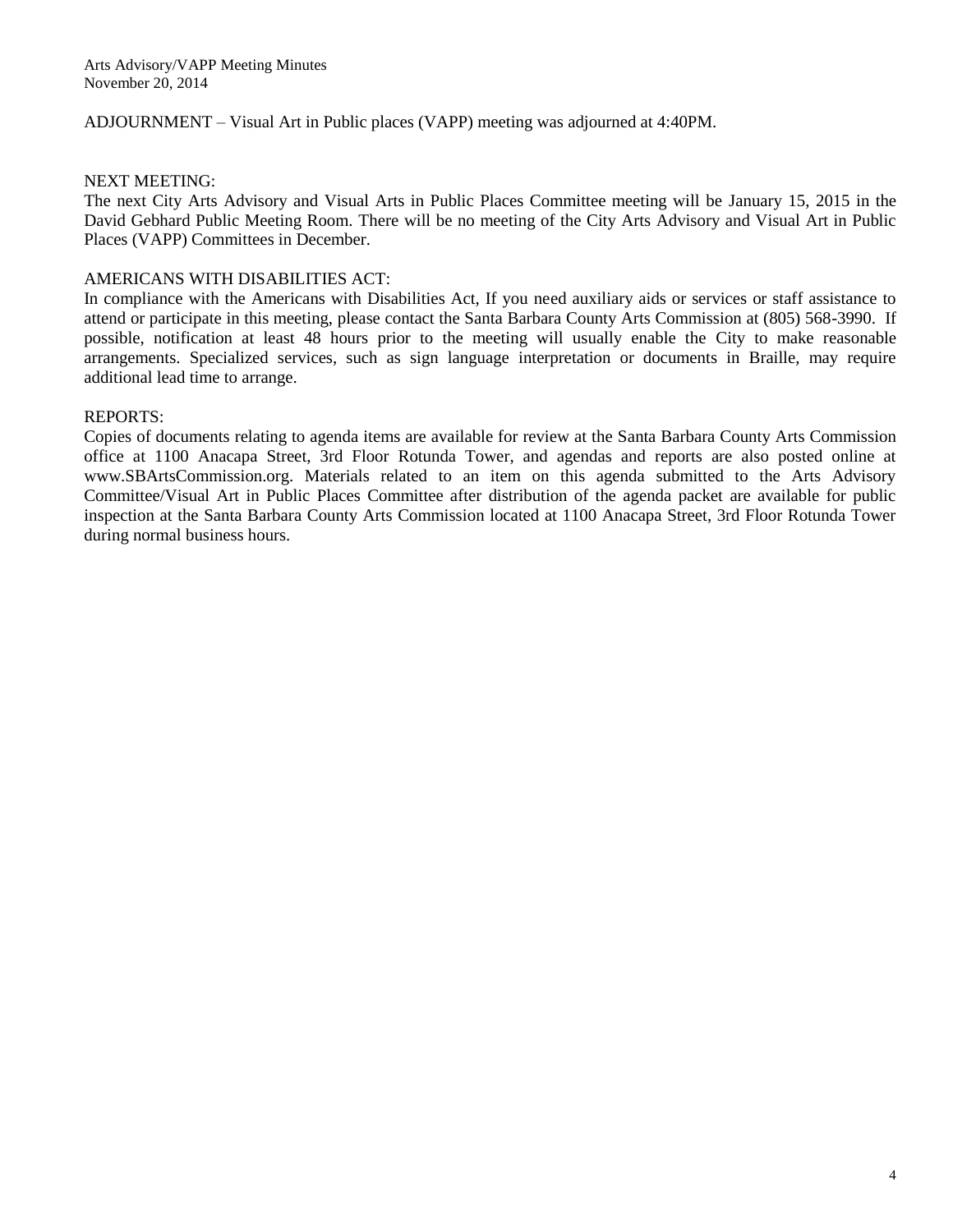ADJOURNMENT – Visual Art in Public places (VAPP) meeting was adjourned at 4:40PM.

NEXT MEETING:
The next City Arts Advisory and Visual Arts in Public Places Committee meeting will be January 15, 2015 in the David Gebhard Public Meeting Room. There will be no meeting of the City Arts Advisory and Visual Art in Public Places (VAPP) Committees in December.

AMERICANS WITH DISABILITIES ACT:
In compliance with the Americans with Disabilities Act, If you need auxiliary aids or services or staff assistance to attend or participate in this meeting, please contact the Santa Barbara County Arts Commission at (805) 568-3990. If possible, notification at least 48 hours prior to the meeting will usually enable the City to make reasonable arrangements. Specialized services, such as sign language interpretation or documents in Braille, may require additional lead time to arrange.

REPORTS:
Copies of documents relating to agenda items are available for review at the Santa Barbara County Arts Commission office at 1100 Anacapa Street, 3rd Floor Rotunda Tower, and agendas and reports are also posted online at www.SBArtsCommission.org. Materials related to an item on this agenda submitted to the Arts Advisory Committee/Visual Art in Public Places Committee after distribution of the agenda packet are available for public inspection at the Santa Barbara County Arts Commission located at 1100 Anacapa Street, 3rd Floor Rotunda Tower during normal business hours.